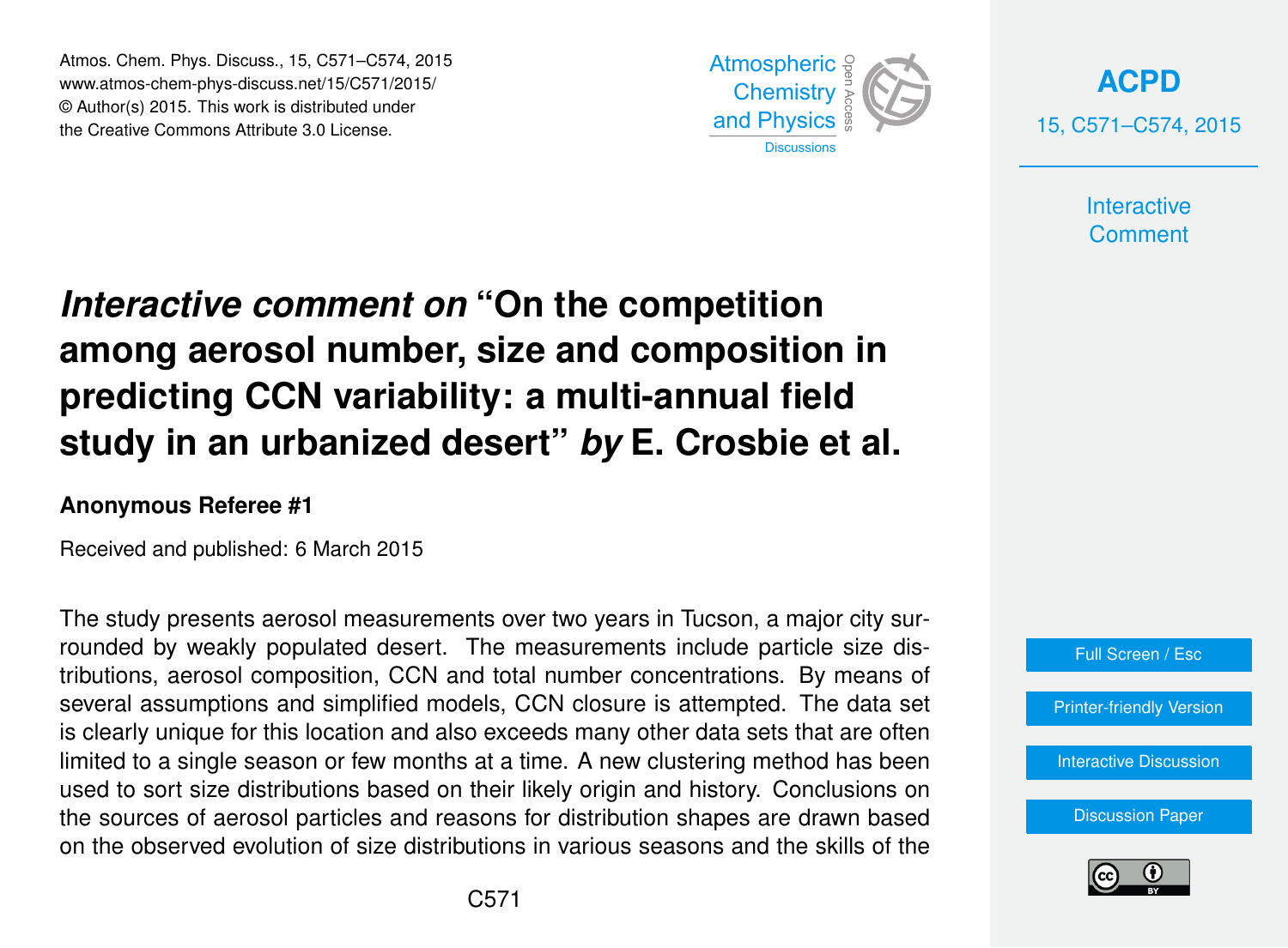# *Interactive comment on* "On the competition among aerosol number, size and composition in predicting CCN variability: a multi-annual field study in an urbanized desert" *by* E. Crosbie et al.

**Anonymous Referee #1**

Received and published: 6 March 2015

The study presents aerosol measurements over two years in Tucson, a major city surrounded by weakly populated desert. The measurements include particle size distributions, aerosol composition, CCN and total number concentrations. By means of several assumptions and simplified models, CCN closure is attempted. The data set is clearly unique for this location and also exceeds many other data sets that are often limited to a single season or few months at a time. A new clustering method has been used to sort size distributions based on their likely origin and history. Conclusions on the sources of aerosol particles and reasons for distribution shapes are drawn based on the observed evolution of size distributions in various seasons and the skills of the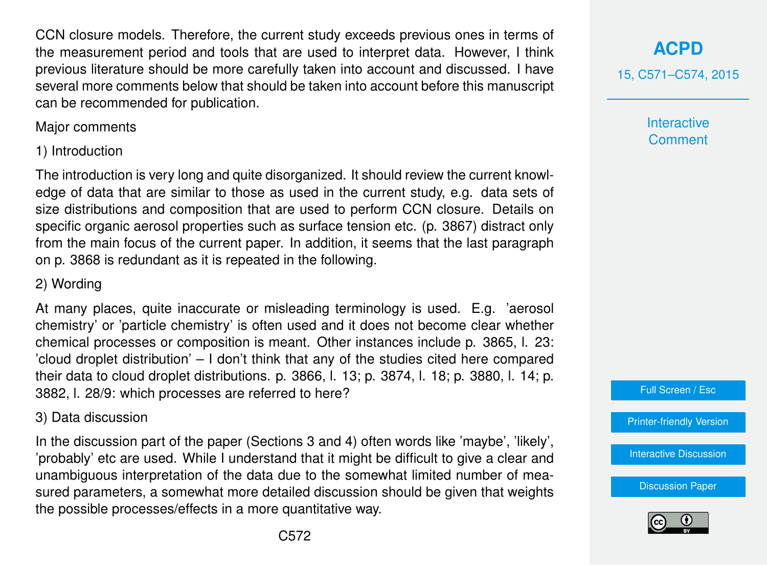CCN closure models. Therefore, the current study exceeds previous ones in terms of the measurement period and tools that are used to interpret data. However, I think previous literature should be more carefully taken into account and discussed. I have several more comments below that should be taken into account before this manuscript can be recommended for publication.

Major comments

1) Introduction

The introduction is very long and quite disorganized. It should review the current knowledge of data that are similar to those as used in the current study, e.g. data sets of size distributions and composition that are used to perform CCN closure. Details on specific organic aerosol properties such as surface tension etc. (p. 3867) distract only from the main focus of the current paper. In addition, it seems that the last paragraph on p. 3868 is redundant as it is repeated in the following.

2) Wording

At many places, quite inaccurate or misleading terminology is used. E.g. 'aerosol chemistry' or 'particle chemistry' is often used and it does not become clear whether chemical processes or composition is meant. Other instances include p. 3865, l. 23: 'cloud droplet distribution' – I don't think that any of the studies cited here compared their data to cloud droplet distributions. p. 3866, l. 13; p. 3874, l. 18; p. 3880, l. 14; p. 3882, l. 28/9: which processes are referred to here?

3) Data discussion

In the discussion part of the paper (Sections 3 and 4) often words like 'maybe', 'likely', 'probably' etc are used. While I understand that it might be difficult to give a clear and unambiguous interpretation of the data due to the somewhat limited number of measured parameters, a somewhat more detailed discussion should be given that weights the possible processes/effects in a more quantitative way.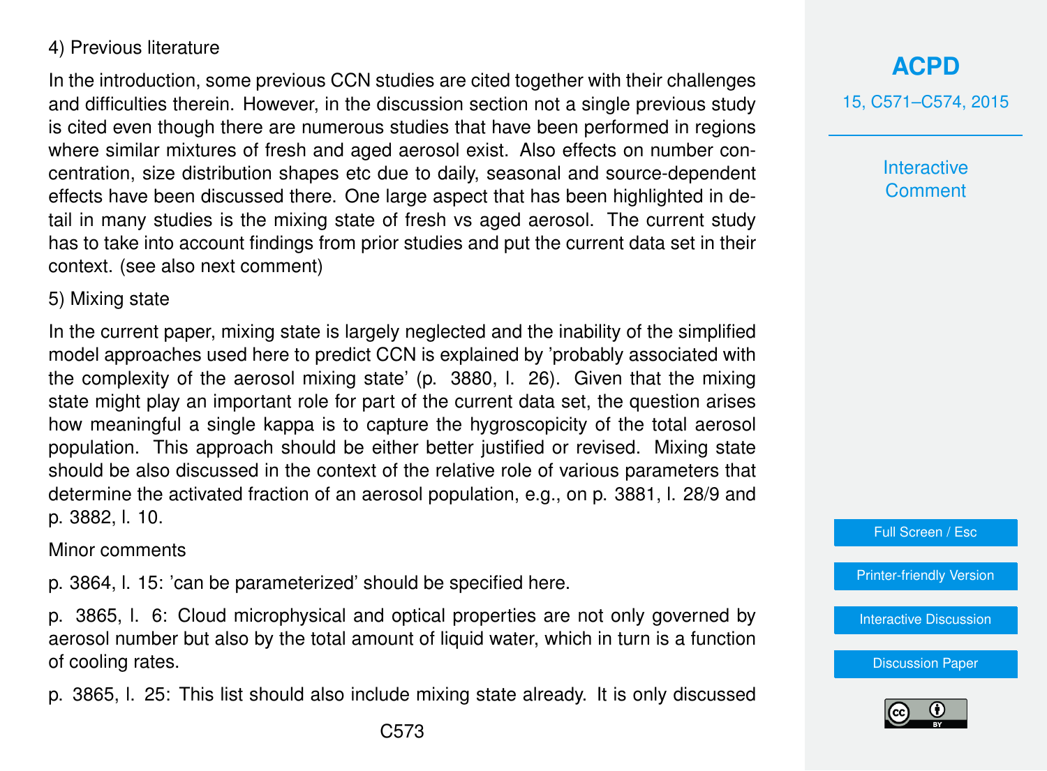4) Previous literature

In the introduction, some previous CCN studies are cited together with their challenges and difficulties therein. However, in the discussion section not a single previous study is cited even though there are numerous studies that have been performed in regions where similar mixtures of fresh and aged aerosol exist. Also effects on number concentration, size distribution shapes etc due to daily, seasonal and source-dependent effects have been discussed there. One large aspect that has been highlighted in detail in many studies is the mixing state of fresh vs aged aerosol. The current study has to take into account findings from prior studies and put the current data set in their context. (see also next comment)

5) Mixing state

In the current paper, mixing state is largely neglected and the inability of the simplified model approaches used here to predict CCN is explained by 'probably associated with the complexity of the aerosol mixing state' (p. 3880, l. 26). Given that the mixing state might play an important role for part of the current data set, the question arises how meaningful a single kappa is to capture the hygroscopicity of the total aerosol population. This approach should be either better justified or revised. Mixing state should be also discussed in the context of the relative role of various parameters that determine the activated fraction of an aerosol population, e.g., on p. 3881, l. 28/9 and p. 3882, l. 10.

Minor comments

p. 3864, l. 15: 'can be parameterized' should be specified here.

p. 3865, l. 6: Cloud microphysical and optical properties are not only governed by aerosol number but also by the total amount of liquid water, which in turn is a function of cooling rates.

p. 3865, l. 25: This list should also include mixing state already. It is only discussed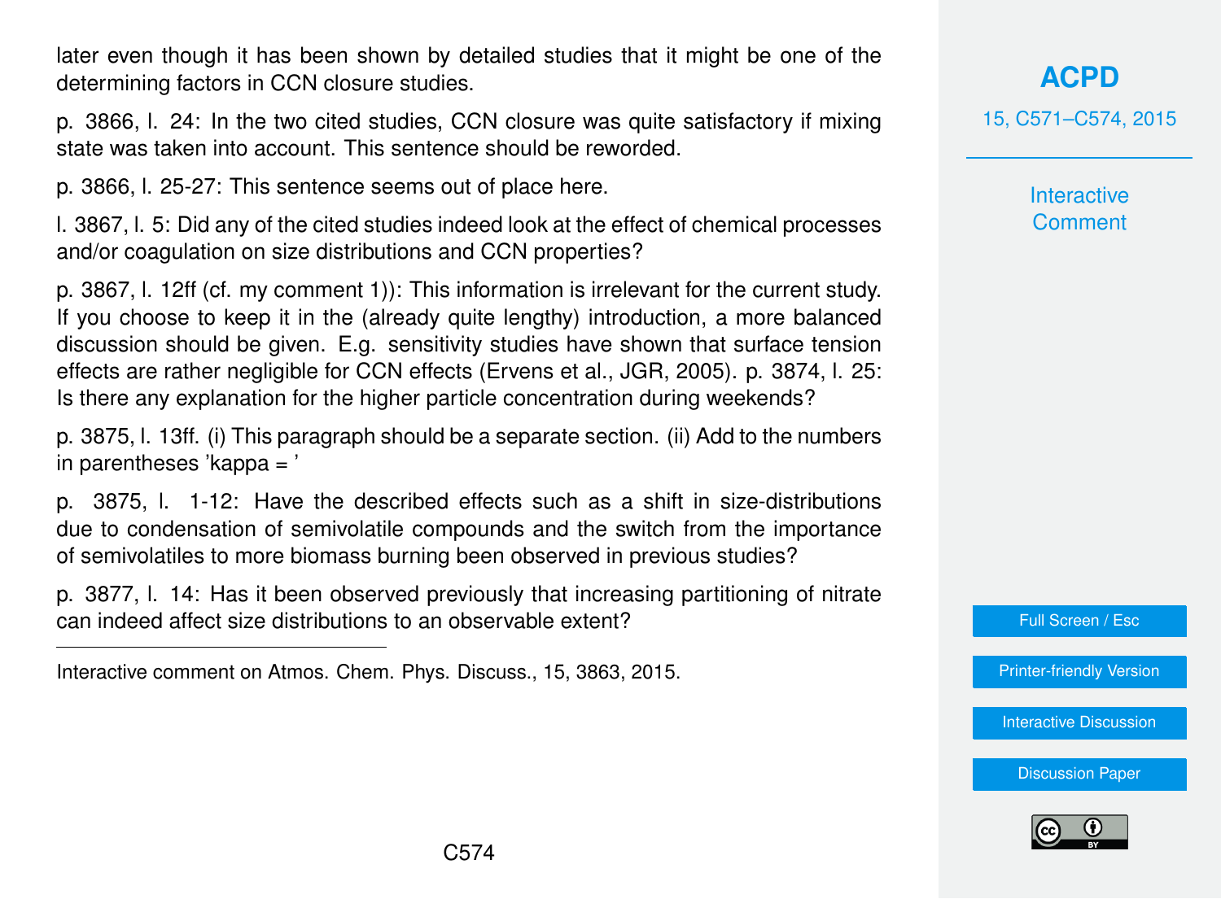later even though it has been shown by detailed studies that it might be one of the determining factors in CCN closure studies.

p. 3866, l. 24: In the two cited studies, CCN closure was quite satisfactory if mixing state was taken into account. This sentence should be reworded.

p. 3866, l. 25-27: This sentence seems out of place here.

l. 3867, l. 5: Did any of the cited studies indeed look at the effect of chemical processes and/or coagulation on size distributions and CCN properties?

p. 3867, l. 12ff (cf. my comment 1)): This information is irrelevant for the current study. If you choose to keep it in the (already quite lengthy) introduction, a more balanced discussion should be given. E.g. sensitivity studies have shown that surface tension effects are rather negligible for CCN effects (Ervens et al., JGR, 2005). p. 3874, l. 25: Is there any explanation for the higher particle concentration during weekends?

p. 3875, l. 13ff. (i) This paragraph should be a separate section. (ii) Add to the numbers in parentheses 'kappa = '

p. 3875, l. 1-12: Have the described effects such as a shift in size-distributions due to condensation of semivolatile compounds and the switch from the importance of semivolatiles to more biomass burning been observed in previous studies?

p. 3877, l. 14: Has it been observed previously that increasing partitioning of nitrate can indeed affect size distributions to an observable extent?

---

Interactive comment on Atmos. Chem. Phys. Discuss., 15, 3863, 2015.